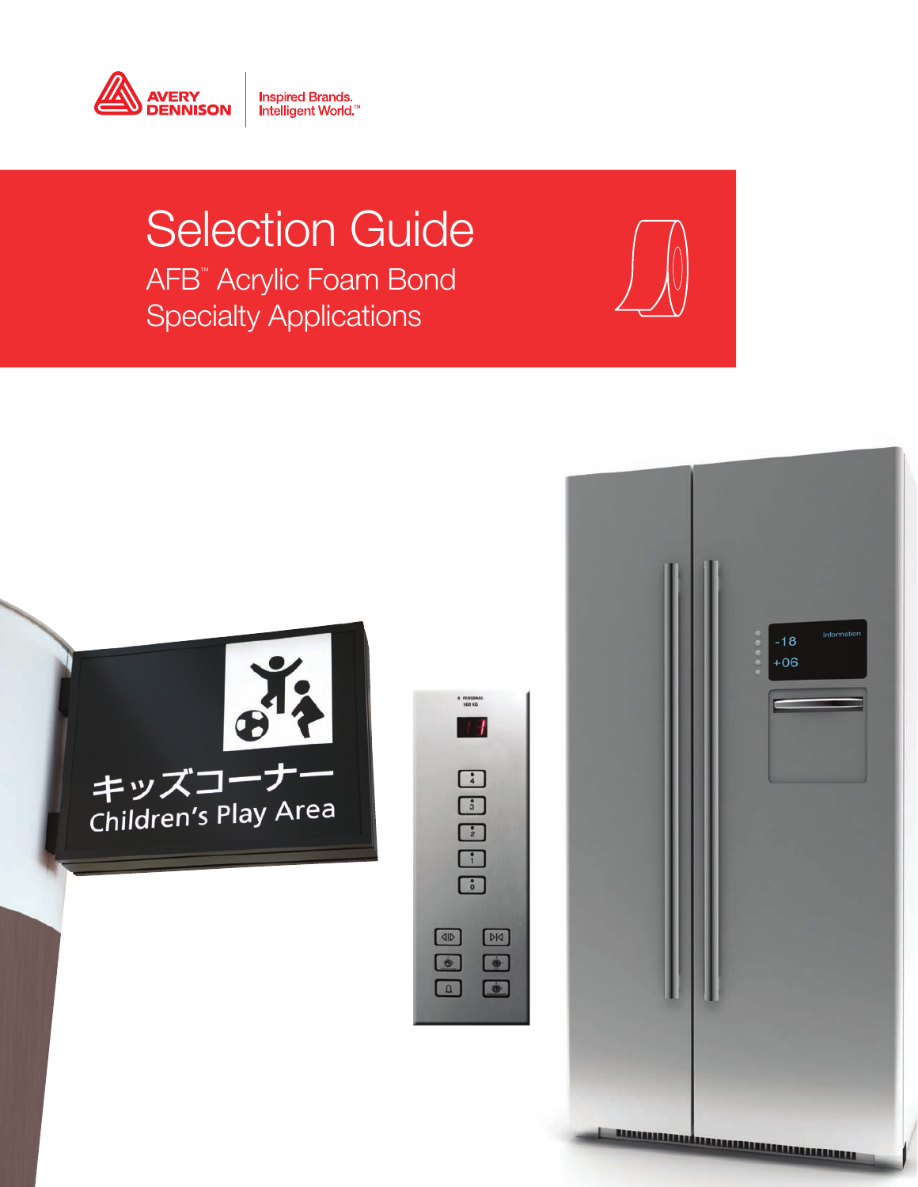AVERY DENNISON | Inspired Brands. Intelligent World.™

# Selection Guide

## AFB™ Acrylic Foam Bond Specialty Applications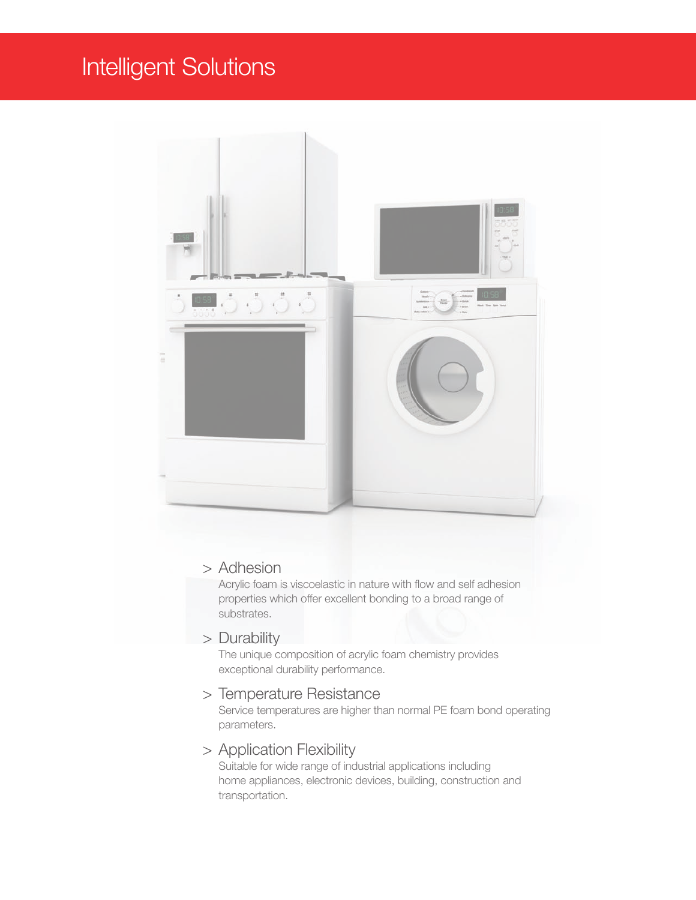# Intelligent Solutions

> ## Adhesion
>
> Acrylic foam is viscoelastic in nature with flow and self adhesion properties which offer excellent bonding to a broad range of substrates.

> ## Durability
>
> The unique composition of acrylic foam chemistry provides exceptional durability performance.

> ## Temperature Resistance
>
> Service temperatures are higher than normal PE foam bond operating parameters.

> ## Application Flexibility
>
> Suitable for wide range of industrial applications including home appliances, electronic devices, building, construction and transportation.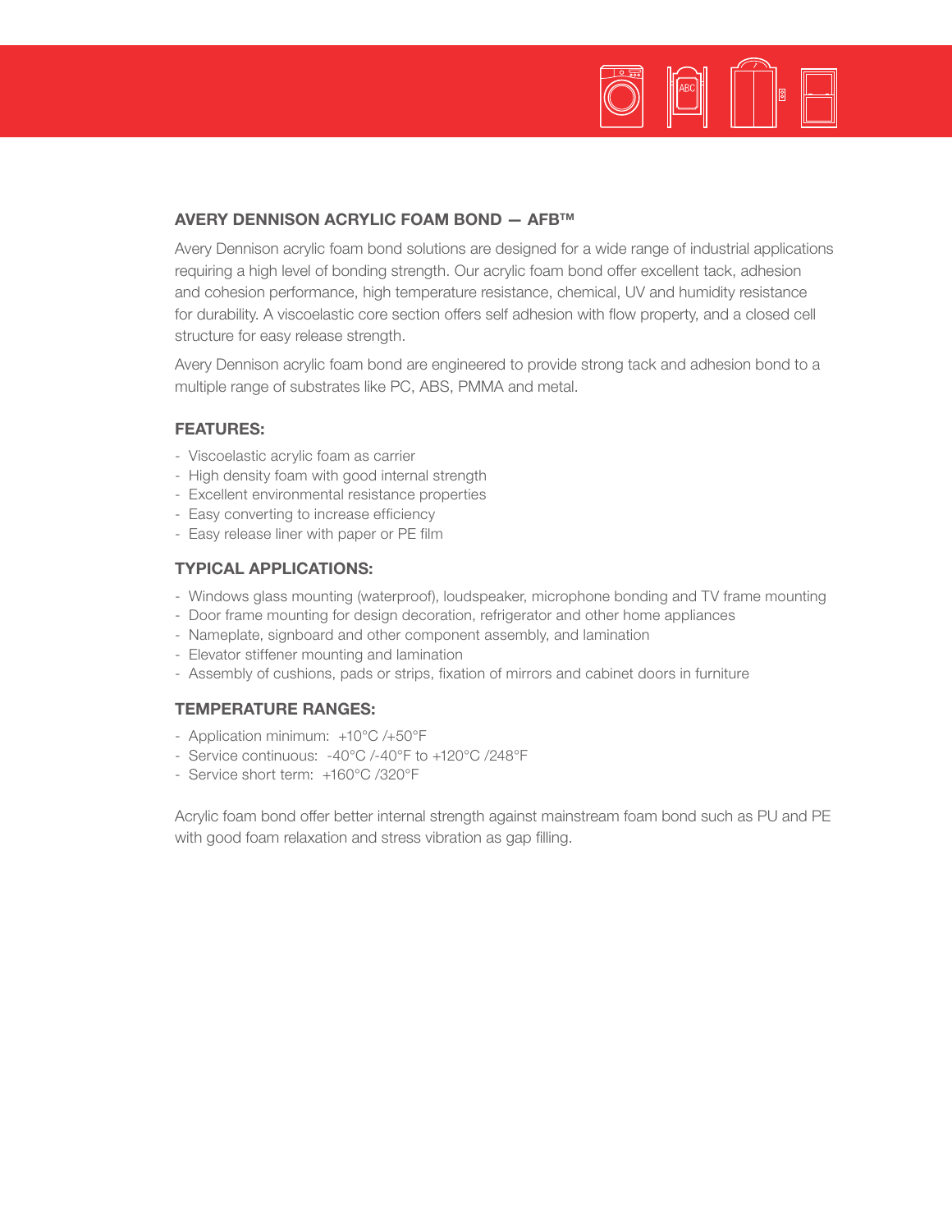## AVERY DENNISON ACRYLIC FOAM BOND — AFB™

Avery Dennison acrylic foam bond solutions are designed for a wide range of industrial applications requiring a high level of bonding strength. Our acrylic foam bond offer excellent tack, adhesion and cohesion performance, high temperature resistance, chemical, UV and humidity resistance for durability. A viscoelastic core section offers self adhesion with flow property, and a closed cell structure for easy release strength.

Avery Dennison acrylic foam bond are engineered to provide strong tack and adhesion bond to a multiple range of substrates like PC, ABS, PMMA and metal.

### FEATURES:

- Viscoelastic acrylic foam as carrier
- High density foam with good internal strength
- Excellent environmental resistance properties
- Easy converting to increase efficiency
- Easy release liner with paper or PE film

### TYPICAL APPLICATIONS:

- Windows glass mounting (waterproof), loudspeaker, microphone bonding and TV frame mounting
- Door frame mounting for design decoration, refrigerator and other home appliances
- Nameplate, signboard and other component assembly, and lamination
- Elevator stiffener mounting and lamination
- Assembly of cushions, pads or strips, fixation of mirrors and cabinet doors in furniture

### TEMPERATURE RANGES:

- Application minimum: +10°C /+50°F
- Service continuous: -40°C /-40°F to +120°C /248°F
- Service short term: +160°C /320°F

Acrylic foam bond offer better internal strength against mainstream foam bond such as PU and PE with good foam relaxation and stress vibration as gap filling.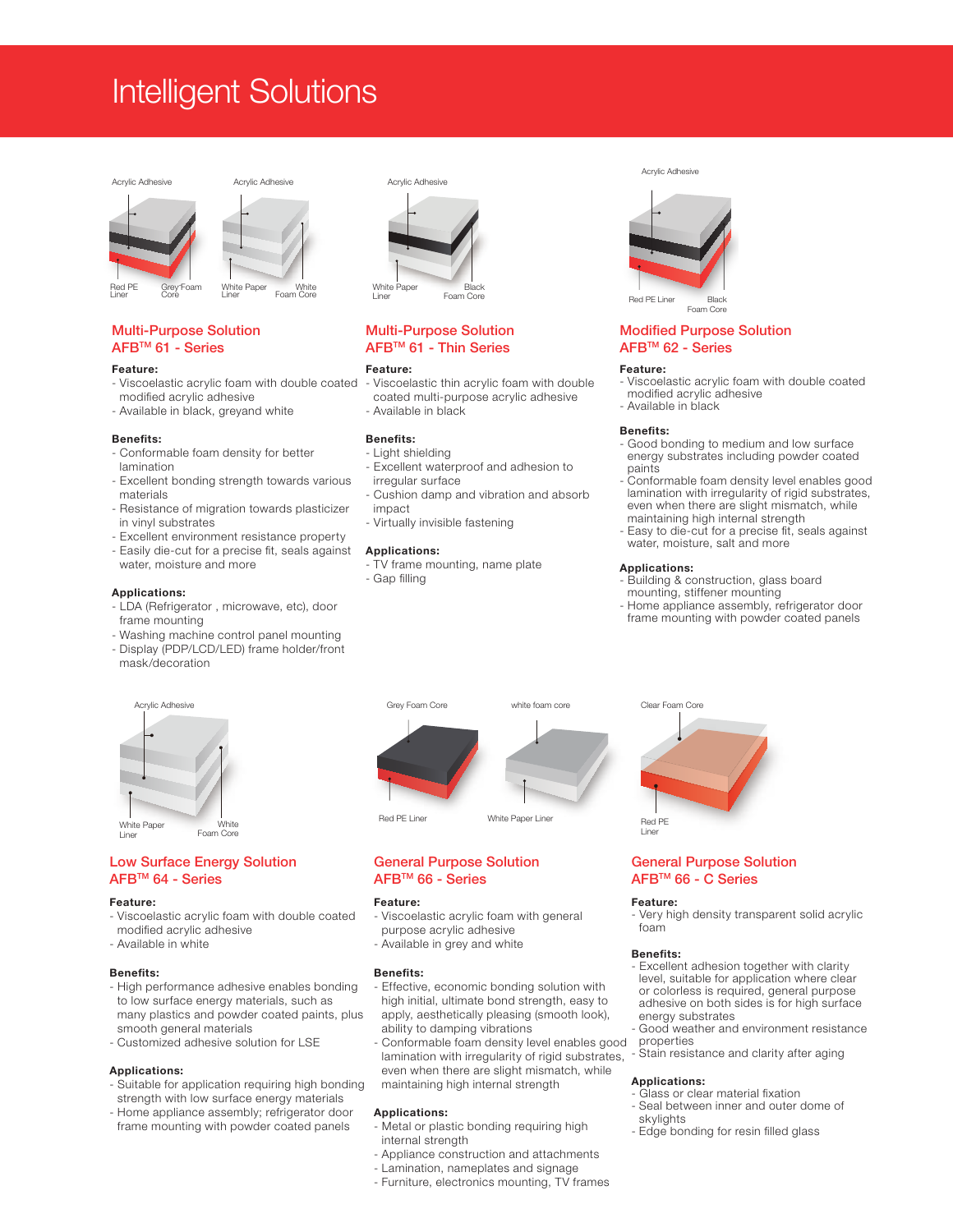# Intelligent Solutions

Acrylic Adhesive
Red PE Liner
Grey Foam Core

Acrylic Adhesive
White Paper Liner
White Foam Core

## Multi-Purpose Solution AFB™ 61 - Series

**Feature:**
- Viscoelastic acrylic foam with double coated modified acrylic adhesive
- Available in black, greyand white

**Benefits:**
- Conformable foam density for better lamination
- Excellent bonding strength towards various materials
- Resistance of migration towards plasticizer in vinyl substrates
- Excellent environment resistance property
- Easily die-cut for a precise fit, seals against water, moisture and more

**Applications:**
- LDA (Refrigerator , microwave, etc), door frame mounting
- Washing machine control panel mounting
- Display (PDP/LCD/LED) frame holder/front mask/decoration

Acrylic Adhesive
White Paper Liner
Black Foam Core

## Multi-Purpose Solution AFB™ 61 - Thin Series

**Feature:**
- Viscoelastic thin acrylic foam with double coated multi-purpose acrylic adhesive
- Available in black

**Benefits:**
- Light shielding
- Excellent waterproof and adhesion to irregular surface
- Cushion damp and vibration and absorb impact
- Virtually invisible fastening

**Applications:**
- TV frame mounting, name plate
- Gap filling

Acrylic Adhesive
Red PE Liner
Black Foam Core

## Modified Purpose Solution AFB™ 62 - Series

**Feature:**
- Viscoelastic acrylic foam with double coated modified acrylic adhesive
- Available in black

**Benefits:**
- Good bonding to medium and low surface energy substrates including powder coated paints
- Conformable foam density level enables good lamination with irregularity of rigid substrates, even when there are slight mismatch, while maintaining high internal strength
- Easy to die-cut for a precise fit, seals against water, moisture, salt and more

**Applications:**
- Building & construction, glass board mounting, stiffener mounting
- Home appliance assembly, refrigerator door frame mounting with powder coated panels

Acrylic Adhesive
White Paper Liner
White Foam Core

## Low Surface Energy Solution AFB™ 64 - Series

**Feature:**
- Viscoelastic acrylic foam with double coated modified acrylic adhesive
- Available in white

**Benefits:**
- High performance adhesive enables bonding to low surface energy materials, such as many plastics and powder coated paints, plus smooth general materials
- Customized adhesive solution for LSE

**Applications:**
- Suitable for application requiring high bonding strength with low surface energy materials
- Home appliance assembly; refrigerator door frame mounting with powder coated panels

Grey Foam Core
Red PE Liner

white foam core
White Paper Liner

## General Purpose Solution AFB™ 66 - Series

**Feature:**
- Viscoelastic acrylic foam with general purpose acrylic adhesive
- Available in grey and white

**Benefits:**
- Effective, economic bonding solution with high initial, ultimate bond strength, easy to apply, aesthetically pleasing (smooth look), ability to damping vibrations
- Conformable foam density level enables good lamination with irregularity of rigid substrates, even when there are slight mismatch, while maintaining high internal strength

**Applications:**
- Metal or plastic bonding requiring high internal strength
- Appliance construction and attachments
- Lamination, nameplates and signage
- Furniture, electronics mounting, TV frames

Clear Foam Core
Red PE Liner

## General Purpose Solution AFB™ 66 - C Series

**Feature:**
- Very high density transparent solid acrylic foam

**Benefits:**
- Excellent adhesion together with clarity level, suitable for application where clear or colorless is required, general purpose adhesive on both sides is for high surface energy substrates
- Good weather and environment resistance properties
- Stain resistance and clarity after aging

**Applications:**
- Glass or clear material fixation
- Seal between inner and outer dome of skylights
- Edge bonding for resin filled glass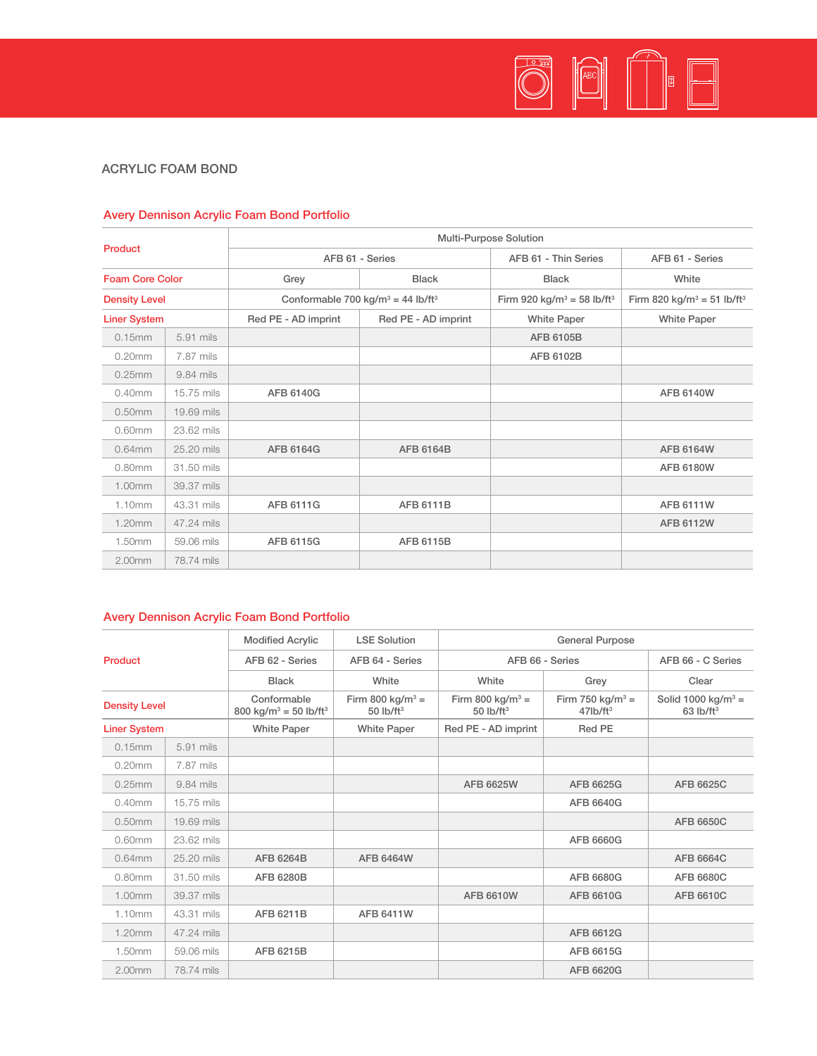## ACRYLIC FOAM BOND

### Avery Dennison Acrylic Foam Bond Portfolio

| Product | | Multi-Purpose Solution | | | |
|---|---|---|---|---|---|
| | | AFB 61 - Series | | AFB 61 - Thin Series | AFB 61 - Series |
| Foam Core Color | | Grey | Black | Black | White |
| Density Level | | Conformable 700 kg/m³ = 44 lb/ft³ | | Firm 920 kg/m³ = 58 lb/ft³ | Firm 820 kg/m³ = 51 lb/ft³ |
| Liner System | | Red PE - AD imprint | Red PE - AD imprint | White Paper | White Paper |
| 0.15mm | 5.91 mils | | | AFB 6105B | |
| 0.20mm | 7.87 mils | | | AFB 6102B | |
| 0.25mm | 9.84 mils | | | | |
| 0.40mm | 15.75 mils | AFB 6140G | | | AFB 6140W |
| 0.50mm | 19.69 mils | | | | |
| 0.60mm | 23.62 mils | | | | |
| 0.64mm | 25.20 mils | AFB 6164G | AFB 6164B | | AFB 6164W |
| 0.80mm | 31.50 mils | | | | AFB 6180W |
| 1.00mm | 39.37 mils | | | | |
| 1.10mm | 43.31 mils | AFB 6111G | AFB 6111B | | AFB 6111W |
| 1.20mm | 47.24 mils | | | | AFB 6112W |
| 1.50mm | 59.06 mils | AFB 6115G | AFB 6115B | | |
| 2.00mm | 78.74 mils | | | | |

### Avery Dennison Acrylic Foam Bond Portfolio

| Product | | Modified Acrylic | LSE Solution | General Purpose | | |
|---|---|---|---|---|---|---|
| | | AFB 62 - Series | AFB 64 - Series | AFB 66 - Series | | AFB 66 - C Series |
| | | Black | White | White | Grey | Clear |
| Density Level | | Conformable 800 kg/m³ = 50 lb/ft³ | Firm 800 kg/m³ = 50 lb/ft³ | Firm 800 kg/m³ = 50 lb/ft³ | Firm 750 kg/m³ = 47lb/ft³ | Solid 1000 kg/m³ = 63 lb/ft³ |
| Liner System | | White Paper | White Paper | Red PE - AD imprint | Red PE | |
| 0.15mm | 5.91 mils | | | | | |
| 0.20mm | 7.87 mils | | | | | |
| 0.25mm | 9.84 mils | | | AFB 6625W | AFB 6625G | AFB 6625C |
| 0.40mm | 15.75 mils | | | | AFB 6640G | |
| 0.50mm | 19.69 mils | | | | | AFB 6650C |
| 0.60mm | 23.62 mils | | | | AFB 6660G | |
| 0.64mm | 25.20 mils | AFB 6264B | AFB 6464W | | | AFB 6664C |
| 0.80mm | 31.50 mils | AFB 6280B | | | AFB 6680G | AFB 6680C |
| 1.00mm | 39.37 mils | | | AFB 6610W | AFB 6610G | AFB 6610C |
| 1.10mm | 43.31 mils | AFB 6211B | AFB 6411W | | | |
| 1.20mm | 47.24 mils | | | | AFB 6612G | |
| 1.50mm | 59.06 mils | AFB 6215B | | | AFB 6615G | |
| 2.00mm | 78.74 mils | | | | AFB 6620G | |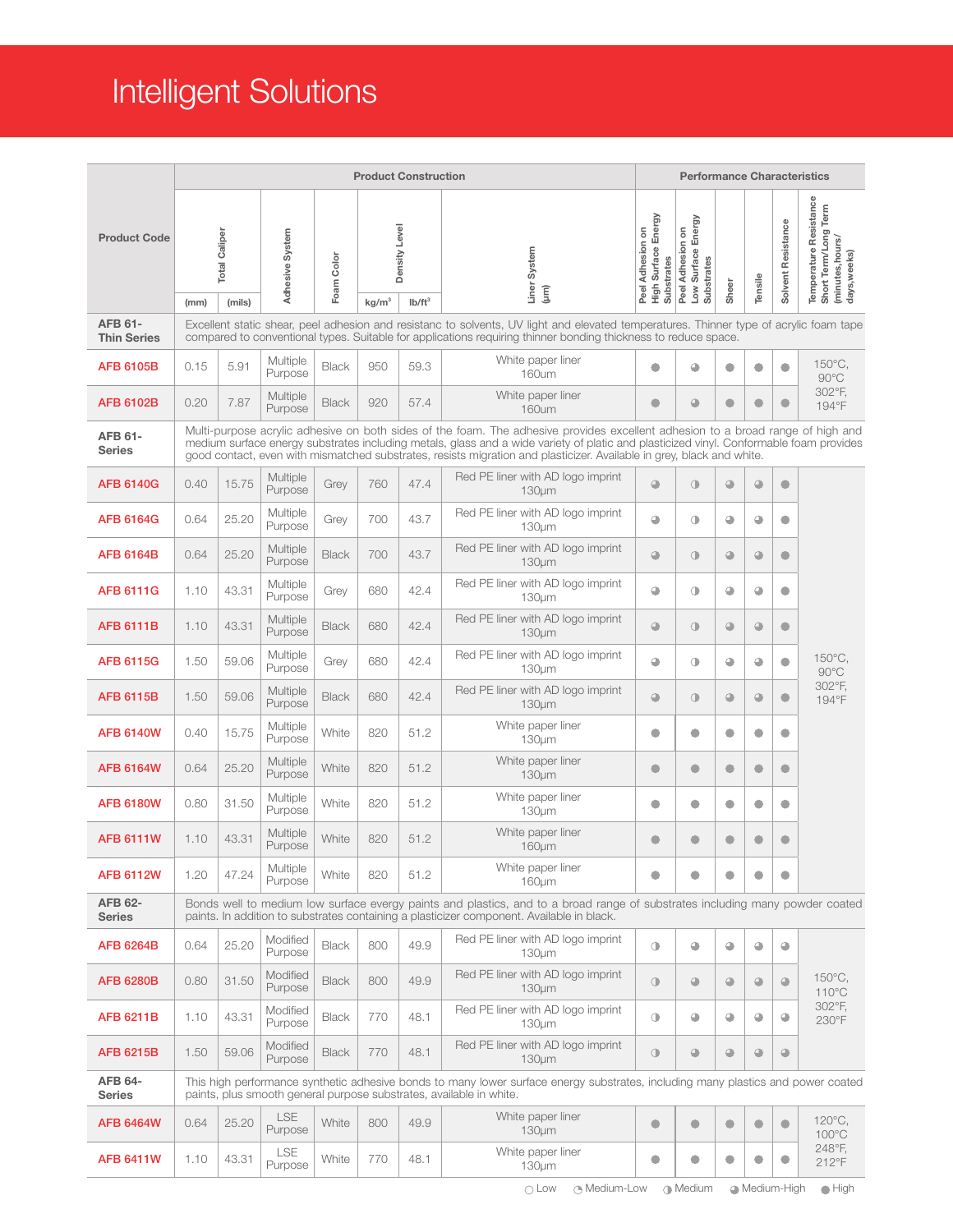# Intelligent Solutions

| Product Code | Product Construction | | | | | | | Performance Characteristics | | | | | |
|---|---|---|---|---|---|---|---|---|---|---|---|---|---|
| | Total Caliper | | Adhesive System | Foam Color | Density Level | | Liner System (µm) | Peel Adhesion on High Surface Energy Substrates | Peel Adhesion on Low Surface Energy Substrates | Sheer | Tensile | Solvent Resistance | Temperature Resistance Short Term/Long Term (minutes,hours/ days,weeks) |
| | (mm) | (mils) | | | kg/m³ | lb/ft³ | | | | | | | |
| **AFB 61- Thin Series** | Excellent static shear, peel adhesion and resistanc to solvents, UV light and elevated temperatures. Thinner type of acrylic foam tape compared to conventional types. Suitable for applications requiring thinner bonding thickness to reduce space. | | | | | | | | | | | | |
| AFB 6105B | 0.15 | 5.91 | Multiple Purpose | Black | 950 | 59.3 | White paper liner 160µm | ● | ◕ | ● | ● | ● | 150°C, 90°C 302°F, 194°F |
| AFB 6102B | 0.20 | 7.87 | Multiple Purpose | Black | 920 | 57.4 | White paper liner 160µm | ● | ◕ | ● | ● | ● | |
| **AFB 61- Series** | Multi-purpose acrylic adhesive on both sides of the foam. The adhesive provides excellent adhesion to a broad range of high and medium surface energy substrates including metals, glass and a wide variety of platic and plasticized vinyl. Conformable foam provides good contact, even with mismatched substrates, resists migration and plasticizer. Available in grey, black and white. | | | | | | | | | | | | |
| AFB 6140G | 0.40 | 15.75 | Multiple Purpose | Grey | 760 | 47.4 | Red PE liner with AD logo imprint 130µm | ◕ | ◑ | ◕ | ◕ | ● | 150°C, 90°C 302°F, 194°F |
| AFB 6164G | 0.64 | 25.20 | Multiple Purpose | Grey | 700 | 43.7 | Red PE liner with AD logo imprint 130µm | ◕ | ◑ | ◕ | ◕ | ● | |
| AFB 6164B | 0.64 | 25.20 | Multiple Purpose | Black | 700 | 43.7 | Red PE liner with AD logo imprint 130µm | ◕ | ◑ | ◕ | ◕ | ● | |
| AFB 6111G | 1.10 | 43.31 | Multiple Purpose | Grey | 680 | 42.4 | Red PE liner with AD logo imprint 130µm | ◕ | ◑ | ◕ | ◕ | ● | |
| AFB 6111B | 1.10 | 43.31 | Multiple Purpose | Black | 680 | 42.4 | Red PE liner with AD logo imprint 130µm | ◕ | ◑ | ◕ | ◕ | ● | |
| AFB 6115G | 1.50 | 59.06 | Multiple Purpose | Grey | 680 | 42.4 | Red PE liner with AD logo imprint 130µm | ◕ | ◑ | ◕ | ◕ | ● | |
| AFB 6115B | 1.50 | 59.06 | Multiple Purpose | Black | 680 | 42.4 | Red PE liner with AD logo imprint 130µm | ◕ | ◑ | ◕ | ◕ | ● | |
| AFB 6140W | 0.40 | 15.75 | Multiple Purpose | White | 820 | 51.2 | White paper liner 130µm | ● | ● | ● | ● | ● | |
| AFB 6164W | 0.64 | 25.20 | Multiple Purpose | White | 820 | 51.2 | White paper liner 130µm | ● | ● | ● | ● | ● | |
| AFB 6180W | 0.80 | 31.50 | Multiple Purpose | White | 820 | 51.2 | White paper liner 130µm | ● | ● | ● | ● | ● | |
| AFB 6111W | 1.10 | 43.31 | Multiple Purpose | White | 820 | 51.2 | White paper liner 160µm | ● | ● | ● | ● | ● | |
| AFB 6112W | 1.20 | 47.24 | Multiple Purpose | White | 820 | 51.2 | White paper liner 160µm | ● | ● | ● | ● | ● | |
| **AFB 62- Series** | Bonds well to medium low surface evergy paints and plastics, and to a broad range of substrates including many powder coated paints. In addition to substrates containing a plasticizer component. Available in black. | | | | | | | | | | | | |
| AFB 6264B | 0.64 | 25.20 | Modified Purpose | Black | 800 | 49.9 | Red PE liner with AD logo imprint 130µm | ◑ | ◕ | ◕ | ◕ | ◕ | 150°C, 110°C 302°F, 230°F |
| AFB 6280B | 0.80 | 31.50 | Modified Purpose | Black | 800 | 49.9 | Red PE liner with AD logo imprint 130µm | ◑ | ◕ | ◕ | ◕ | ◕ | |
| AFB 6211B | 1.10 | 43.31 | Modified Purpose | Black | 770 | 48.1 | Red PE liner with AD logo imprint 130µm | ◑ | ◕ | ◕ | ◕ | ◕ | |
| AFB 6215B | 1.50 | 59.06 | Modified Purpose | Black | 770 | 48.1 | Red PE liner with AD logo imprint 130µm | ◑ | ◕ | ◕ | ◕ | ◕ | |
| **AFB 64- Series** | This high performance synthetic adhesive bonds to many lower surface energy substrates, including many plastics and power coated paints, plus smooth general purpose substrates, available in white. | | | | | | | | | | | | |
| AFB 6464W | 0.64 | 25.20 | LSE Purpose | White | 800 | 49.9 | White paper liner 130µm | ● | ● | ● | ● | ● | 120°C, 100°C 248°F, 212°F |
| AFB 6411W | 1.10 | 43.31 | LSE Purpose | White | 770 | 48.1 | White paper liner 130µm | ● | ● | ● | ● | ● | |

○ Low ◔ Medium-Low ◑ Medium ◕ Medium-High ● High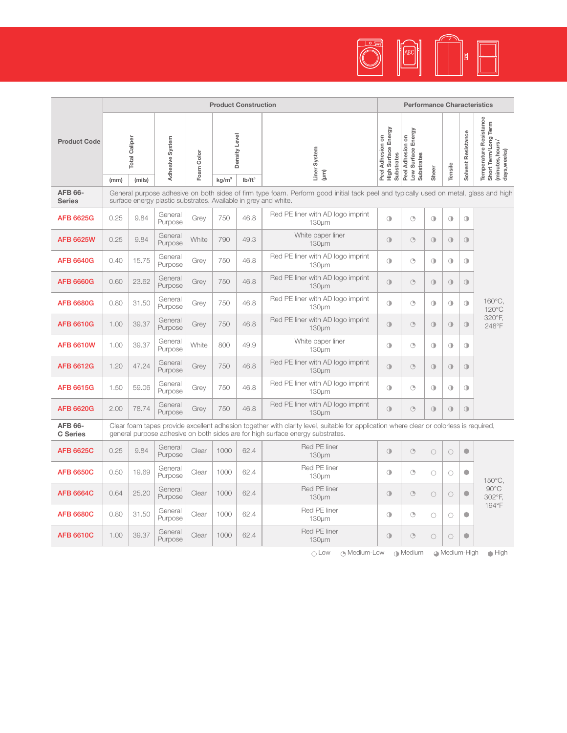| Product Code | Product Construction | | | | | | | Performance Characteristics | | | | | |
|---|---|---|---|---|---|---|---|---|---|---|---|---|---|
| | Total Caliper | | Adhesive System | Foam Color | Density Level | | Liner System (µm) | Peel Adhesion on High Surface Energy Substrates | Peel Adhesion on Low Surface Energy Substrates | Sheer | Tensile | Solvent Resistance | Temperature Resistance Short Term/Long Term (minutes,hours/ days,weeks) |
| | (mm) | (mils) | | | kg/m³ | lb/ft³ | | | | | | | |
| **AFB 66-Series** | General purpose adhesive on both sides of firm type foam. Perform good initial tack peel and typically used on metal, glass and high surface energy plastic substrates. Available in grey and white. | | | | | | | | | | | | |
| AFB 6625G | 0.25 | 9.84 | General Purpose | Grey | 750 | 46.8 | Red PE liner with AD logo imprint 130µm | ◑ | ◔ | ◑ | ◑ | ◑ | 160°C, 120°C 320°F, 248°F |
| AFB 6625W | 0.25 | 9.84 | General Purpose | White | 790 | 49.3 | White paper liner 130µm | ◑ | ◔ | ◑ | ◑ | ◑ | |
| AFB 6640G | 0.40 | 15.75 | General Purpose | Grey | 750 | 46.8 | Red PE liner with AD logo imprint 130µm | ◑ | ◔ | ◑ | ◑ | ◑ | |
| AFB 6660G | 0.60 | 23.62 | General Purpose | Grey | 750 | 46.8 | Red PE liner with AD logo imprint 130µm | ◑ | ◔ | ◑ | ◑ | ◑ | |
| AFB 6680G | 0.80 | 31.50 | General Purpose | Grey | 750 | 46.8 | Red PE liner with AD logo imprint 130µm | ◑ | ◔ | ◑ | ◑ | ◑ | |
| AFB 6610G | 1.00 | 39.37 | General Purpose | Grey | 750 | 46.8 | Red PE liner with AD logo imprint 130µm | ◑ | ◔ | ◑ | ◑ | ◑ | |
| AFB 6610W | 1.00 | 39.37 | General Purpose | White | 800 | 49.9 | White paper liner 130µm | ◑ | ◔ | ◑ | ◑ | ◑ | |
| AFB 6612G | 1.20 | 47.24 | General Purpose | Grey | 750 | 46.8 | Red PE liner with AD logo imprint 130µm | ◑ | ◔ | ◑ | ◑ | ◑ | |
| AFB 6615G | 1.50 | 59.06 | General Purpose | Grey | 750 | 46.8 | Red PE liner with AD logo imprint 130µm | ◑ | ◔ | ◑ | ◑ | ◑ | |
| AFB 6620G | 2.00 | 78.74 | General Purpose | Grey | 750 | 46.8 | Red PE liner with AD logo imprint 130µm | ◑ | ◔ | ◑ | ◑ | ◑ | |
| **AFB 66-C Series** | Clear foam tapes provide excellent adhesion together with clarity level, suitable for application where clear or colorless is required, general purpose adhesive on both sides are for high surface energy substrates. | | | | | | | | | | | | |
| AFB 6625C | 0.25 | 9.84 | General Purpose | Clear | 1000 | 62.4 | Red PE liner 130µm | ◑ | ◔ | ○ | ○ | ● | 150°C, 90°C 302°F, 194°F |
| AFB 6650C | 0.50 | 19.69 | General Purpose | Clear | 1000 | 62.4 | Red PE liner 130µm | ◑ | ◔ | ○ | ○ | ● | |
| AFB 6664C | 0.64 | 25.20 | General Purpose | Clear | 1000 | 62.4 | Red PE liner 130µm | ◑ | ◔ | ○ | ○ | ● | |
| AFB 6680C | 0.80 | 31.50 | General Purpose | Clear | 1000 | 62.4 | Red PE liner 130µm | ◑ | ◔ | ○ | ○ | ● | |
| AFB 6610C | 1.00 | 39.37 | General Purpose | Clear | 1000 | 62.4 | Red PE liner 130µm | ◑ | ◔ | ○ | ○ | ● | |

○ Low ◔ Medium-Low ◑ Medium ◕ Medium-High ● High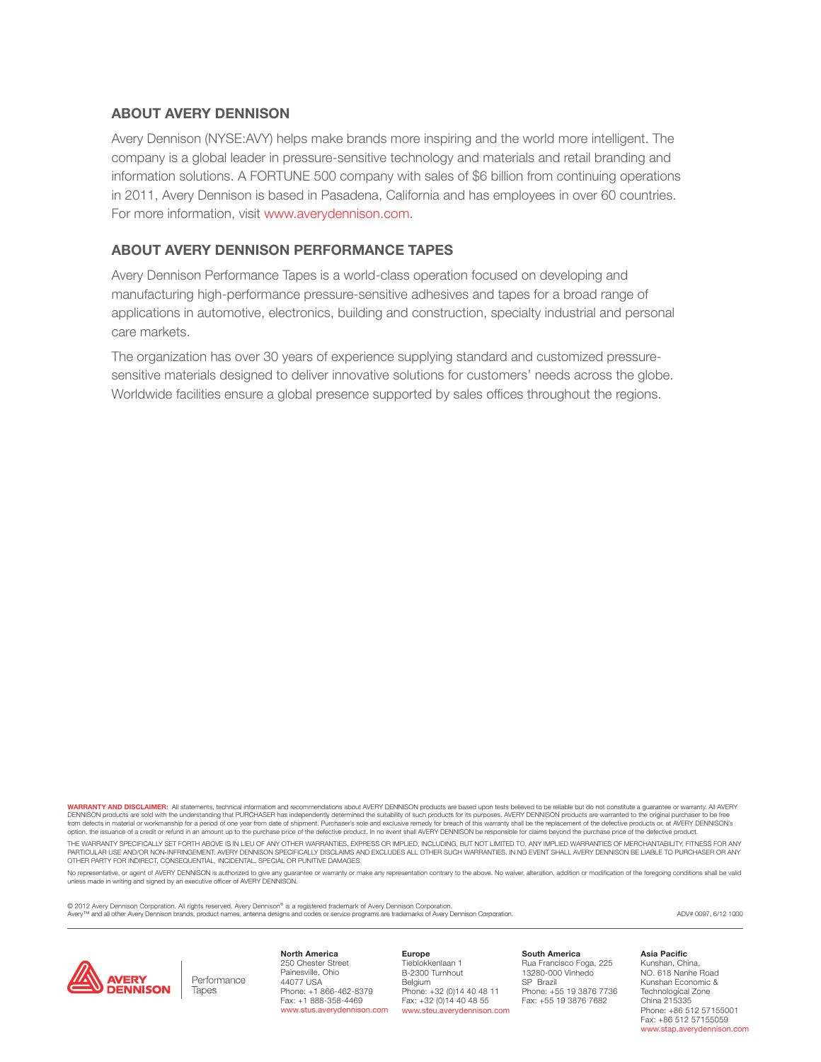## ABOUT AVERY DENNISON

Avery Dennison (NYSE:AVY) helps make brands more inspiring and the world more intelligent. The company is a global leader in pressure-sensitive technology and materials and retail branding and information solutions. A FORTUNE 500 company with sales of $6 billion from continuing operations in 2011, Avery Dennison is based in Pasadena, California and has employees in over 60 countries. For more information, visit www.averydennison.com.

## ABOUT AVERY DENNISON PERFORMANCE TAPES

Avery Dennison Performance Tapes is a world-class operation focused on developing and manufacturing high-performance pressure-sensitive adhesives and tapes for a broad range of applications in automotive, electronics, building and construction, specialty industrial and personal care markets.

The organization has over 30 years of experience supplying standard and customized pressure-sensitive materials designed to deliver innovative solutions for customers' needs across the globe. Worldwide facilities ensure a global presence supported by sales offices throughout the regions.

**WARRANTY AND DISCLAIMER:** All statements, technical information and recommendations about AVERY DENNISON products are based upon tests believed to be reliable but do not constitute a guarantee or warranty. All AVERY DENNISON products are sold with the understanding that PURCHASER has independently determined the suitability of such products for its purposes. AVERY DENNISON products are warranted to the original purchaser to be free from defects in material or workmanship for a period of one year from date of shipment. Purchaser's sole and exclusive remedy for breach of this warranty shall be the replacement of the defective products or, at AVERY DENNISON's option, the issuance of a credit or refund in an amount up to the purchase price of the defective product. In no event shall AVERY DENNISON be responsible for claims beyond the purchase price of the defective product.

THE WARRANTY SPECIFICALLY SET FORTH ABOVE IS IN LIEU OF ANY OTHER WARRANTIES, EXPRESS OR IMPLIED, INCLUDING, BUT NOT LIMITED TO, ANY IMPLIED WARRANTIES OF MERCHANTABILITY, FITNESS FOR ANY PARTICULAR USE AND/OR NON-INFRINGEMENT. AVERY DENNISON SPECIFICALLY DISCLAIMS AND EXCLUDES ALL OTHER SUCH WARRANTIES. IN NO EVENT SHALL AVERY DENNISON BE LIABLE TO PURCHASER OR ANY OTHER PARTY FOR INDIRECT, CONSEQUENTIAL, INCIDENTAL, SPECIAL OR PUNITIVE DAMAGES.

No representative, or agent of AVERY DENNISON is authorized to give any guarantee or warranty or make any representation contrary to the above. No waiver, alteration, addition or modification of the foregoing conditions shall be valid unless made in writing and signed by an executive officer of AVERY DENNISON.

© 2012 Avery Dennison Corporation. All rights reserved. Avery Dennison® is a registered trademark of Avery Dennison Corporation.
Avery™ and all other Avery Dennison brands, product names, antenna designs and codes or service programs are trademarks of Avery Dennison Corporation.

ADV# 0097, 6/12 1000

AVERY DENNISON | Performance Tapes

**North America**
250 Chester Street
Painesville, Ohio
44077 USA
Phone: +1 866-462-8379
Fax: +1 888-358-4469
www.stus.averydennison.com

**Europe**
Tieblokkenlaan 1
B-2300 Turnhout
Belgium
Phone: +32 (0)14 40 48 11
Fax: +32 (0)14 40 48 55
www.steu.averydennison.com

**South America**
Rua Francisco Foga, 225
13280-000 Vinhedo
SP Brazil
Phone: +55 19 3876 7736
Fax: +55 19 3876 7682

**Asia Pacific**
Kunshan, China,
NO. 618 Nanhe Road
Kunshan Economic &
Technological Zone
China 215335
Phone: +86 512 57155001
Fax: +86 512 57155059
www.stap.averydennison.com